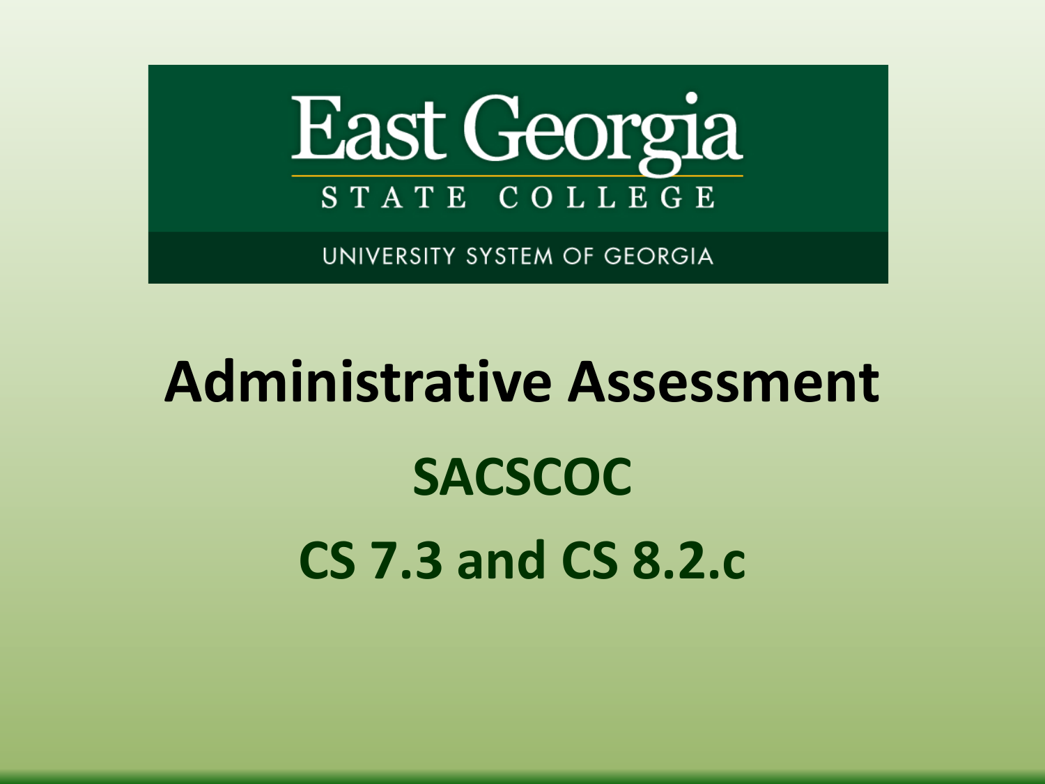East Georgia

STATE COLLEGE

UNIVERSITY SYSTEM OF GEORGIA

# Administrative Assessment

## SACSCOC

## CS 7.3 and CS 8.2.c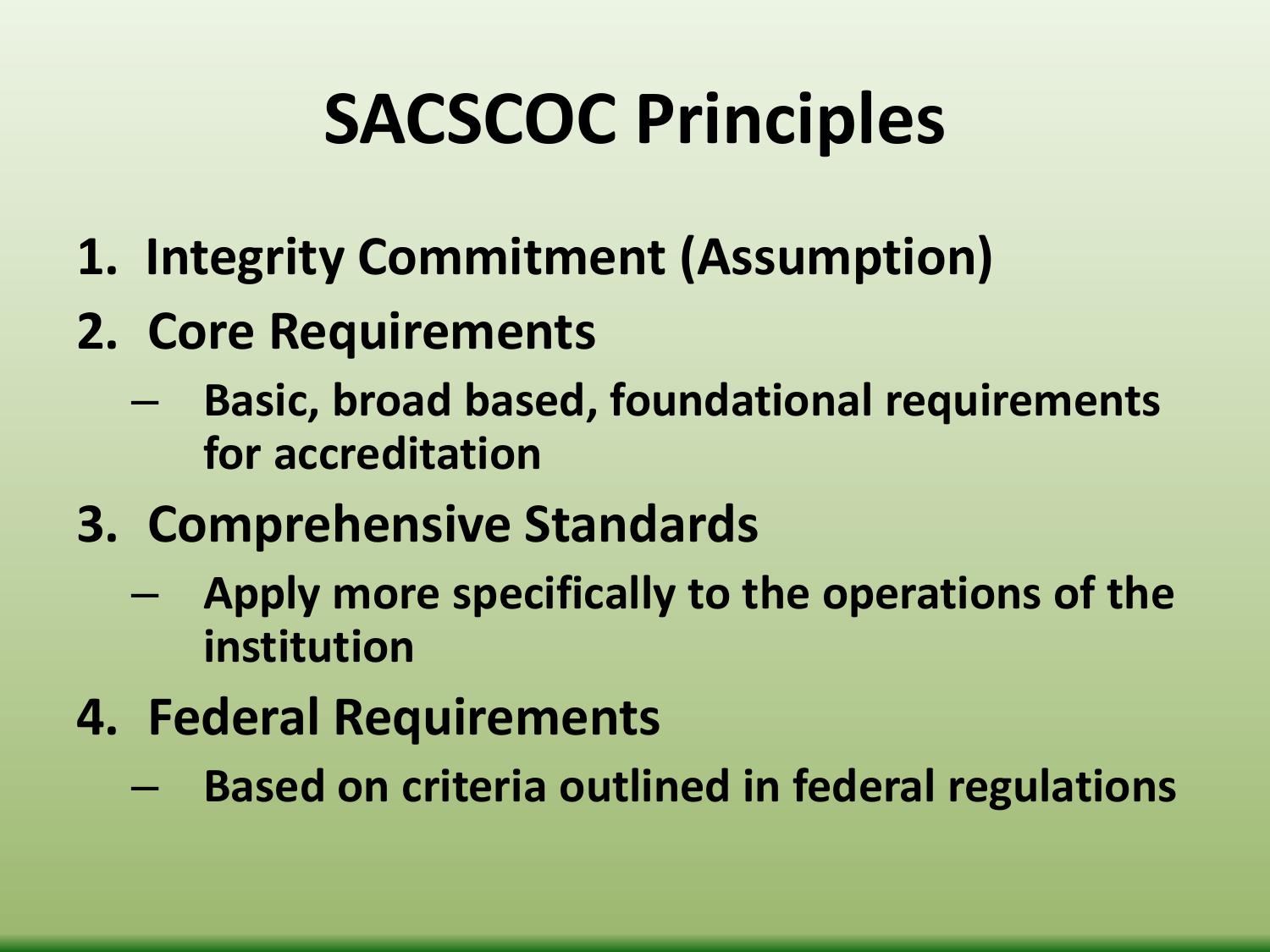# SACSCOC Principles

1. Integrity Commitment (Assumption)
2. Core Requirements
   - Basic, broad based, foundational requirements for accreditation
3. Comprehensive Standards
   - Apply more specifically to the operations of the institution
4. Federal Requirements
   - Based on criteria outlined in federal regulations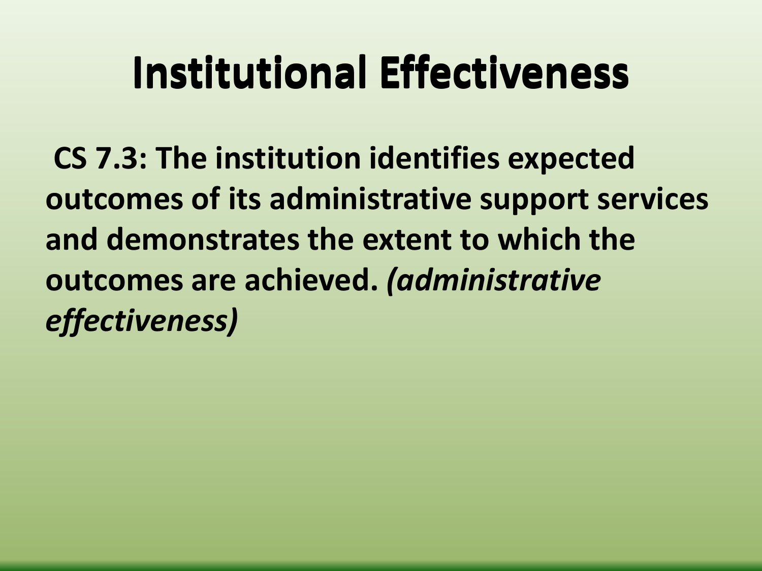# Institutional Effectiveness

**CS 7.3: The institution identifies expected outcomes of its administrative support services and demonstrates the extent to which the outcomes are achieved.** ***(administrative effectiveness)***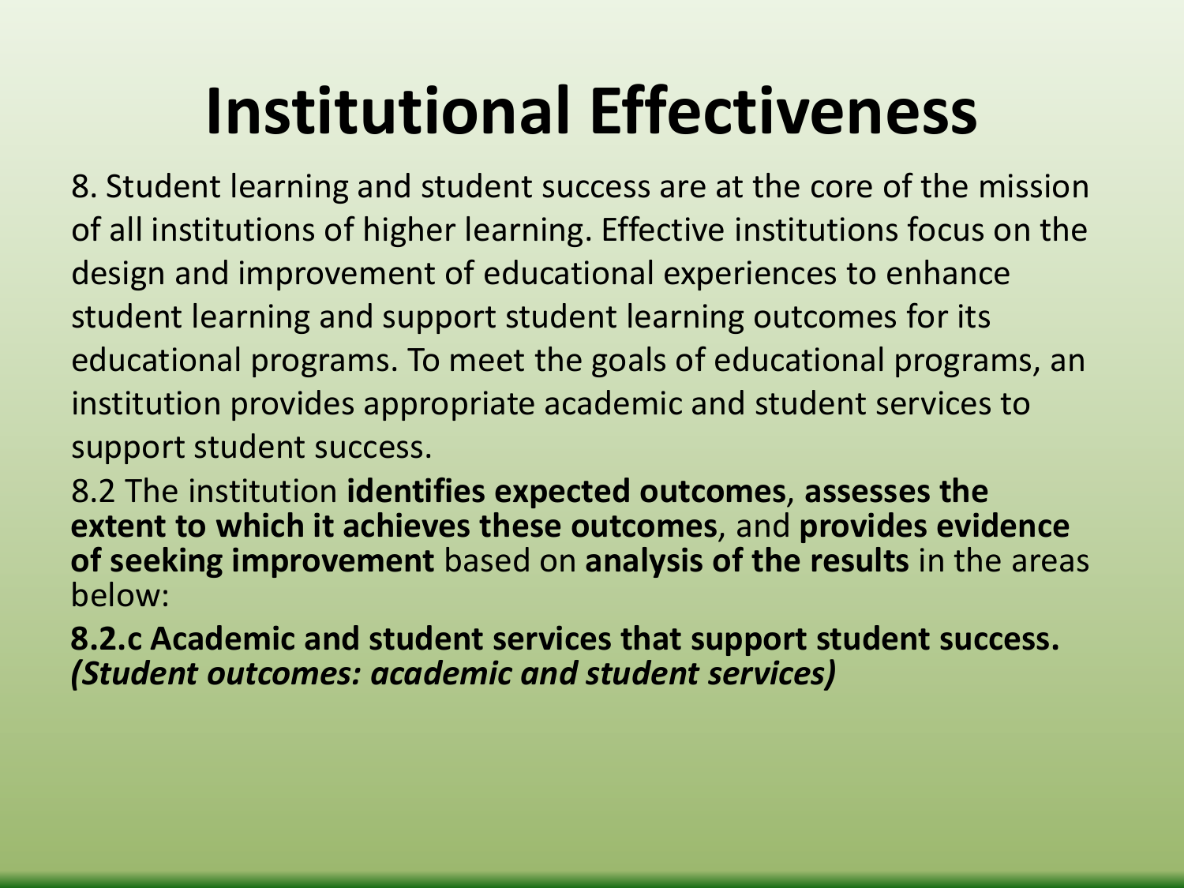# Institutional Effectiveness

8. Student learning and student success are at the core of the mission of all institutions of higher learning. Effective institutions focus on the design and improvement of educational experiences to enhance student learning and support student learning outcomes for its educational programs. To meet the goals of educational programs, an institution provides appropriate academic and student services to support student success.

8.2 The institution **identifies expected outcomes**, **assesses the extent to which it achieves these outcomes**, and **provides evidence of seeking improvement** based on **analysis of the results** in the areas below:

**8.2.c Academic and student services that support student success.** ***(Student outcomes: academic and student services)***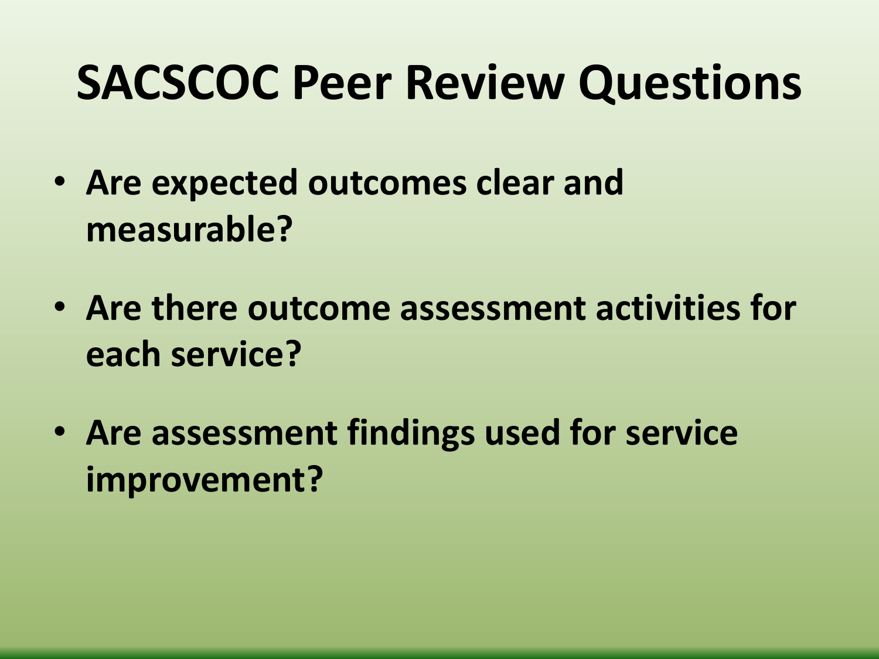# SACSCOC Peer Review Questions

- **Are expected outcomes clear and measurable?**
- **Are there outcome assessment activities for each service?**
- **Are assessment findings used for service improvement?**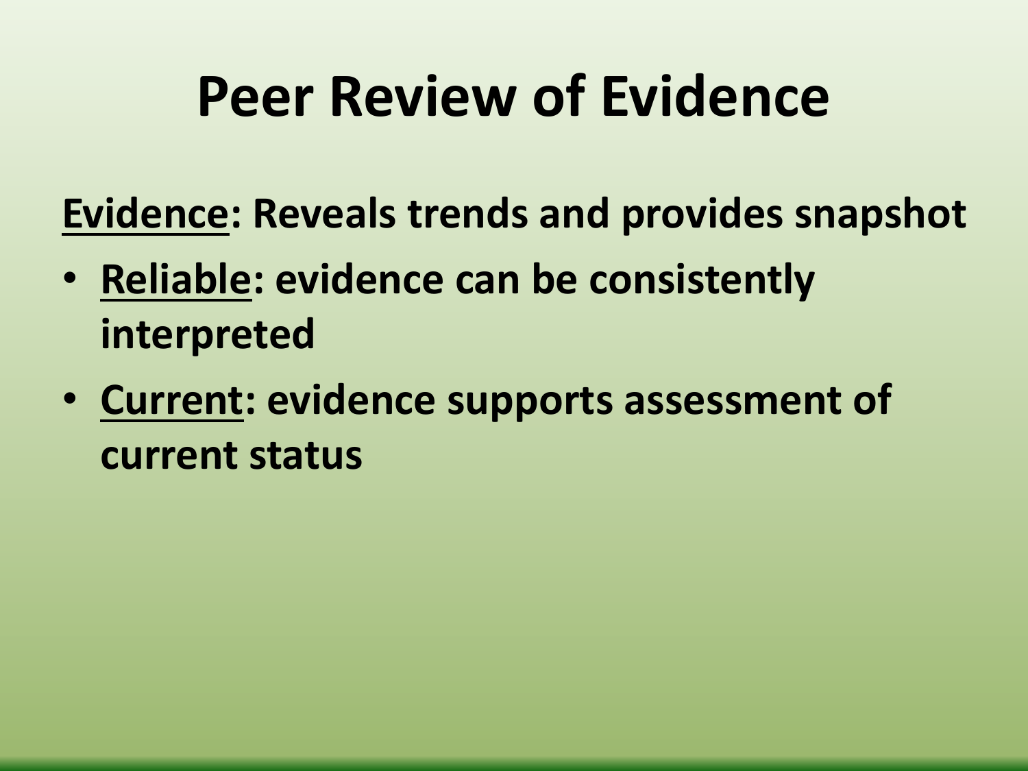# Peer Review of Evidence

<u>Evidence</u>: Reveals trends and provides snapshot

- <u>Reliable</u>: evidence can be consistently interpreted
- <u>Current</u>: evidence supports assessment of current status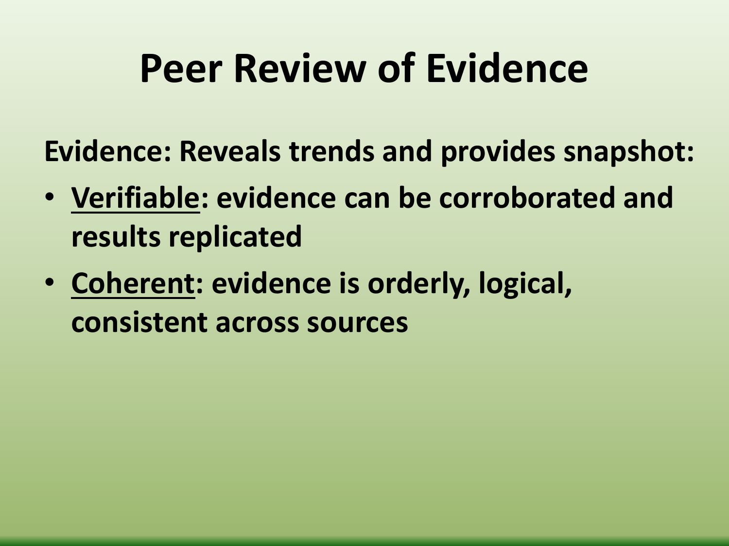# Peer Review of Evidence

**Evidence: Reveals trends and provides snapshot:**

- **<u>Verifiable</u>: evidence can be corroborated and results replicated**
- **<u>Coherent</u>: evidence is orderly, logical, consistent across sources**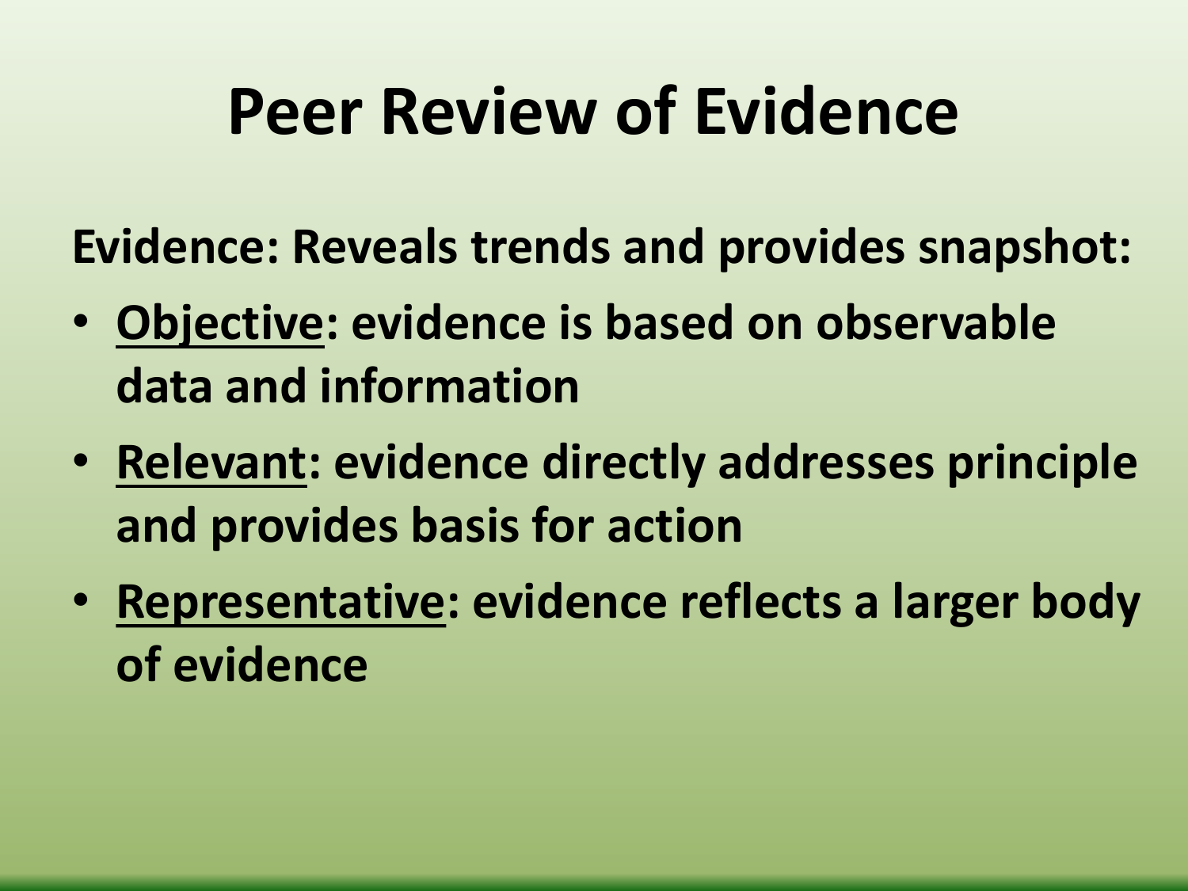# Peer Review of Evidence

**Evidence: Reveals trends and provides snapshot:**

- **<u>Objective</u>: evidence is based on observable data and information**
- **<u>Relevant</u>: evidence directly addresses principle and provides basis for action**
- **<u>Representative</u>: evidence reflects a larger body of evidence**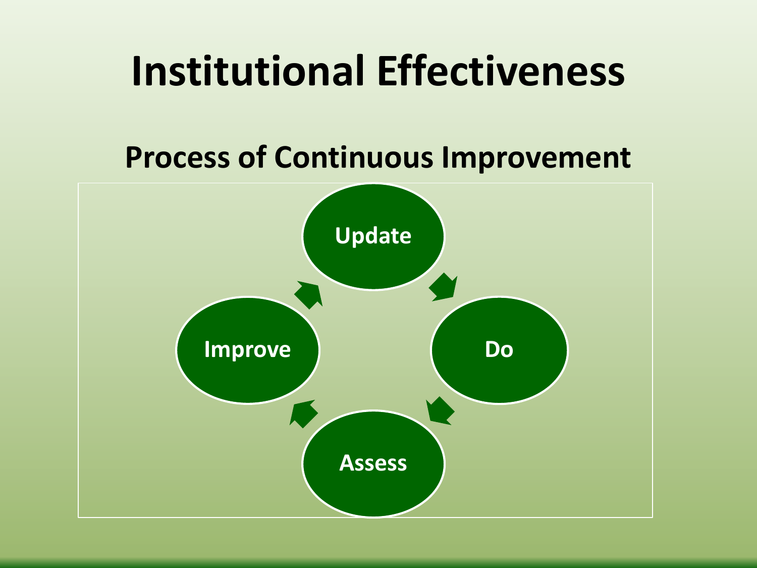# Institutional Effectiveness

## Process of Continuous Improvement

Update → Do → Assess → Improve → Update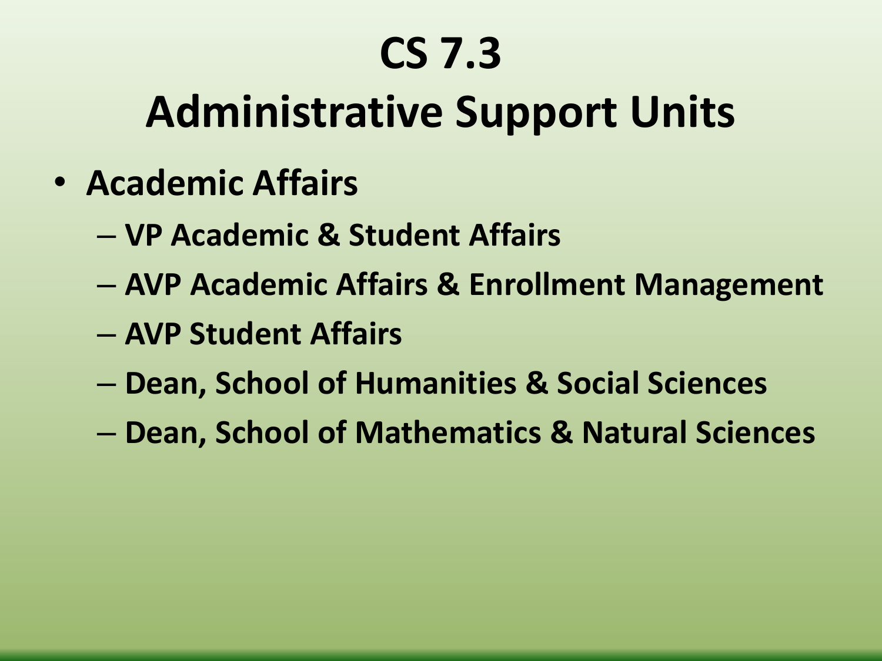# CS 7.3

# Administrative Support Units

- **Academic Affairs**
  - **VP Academic & Student Affairs**
  - **AVP Academic Affairs & Enrollment Management**
  - **AVP Student Affairs**
  - **Dean, School of Humanities & Social Sciences**
  - **Dean, School of Mathematics & Natural Sciences**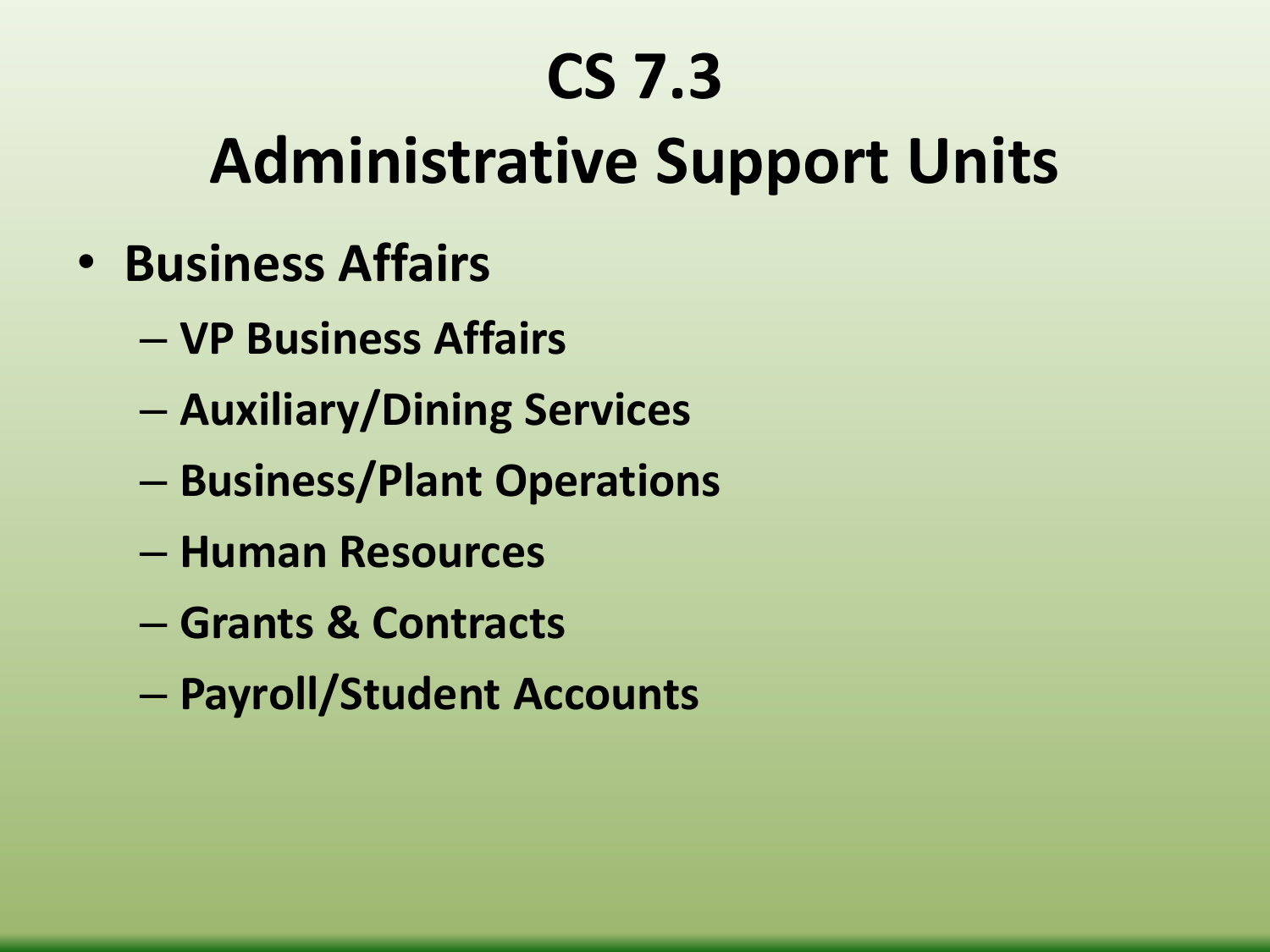# CS 7.3
# Administrative Support Units

- **Business Affairs**
  - **VP Business Affairs**
  - **Auxiliary/Dining Services**
  - **Business/Plant Operations**
  - **Human Resources**
  - **Grants & Contracts**
  - **Payroll/Student Accounts**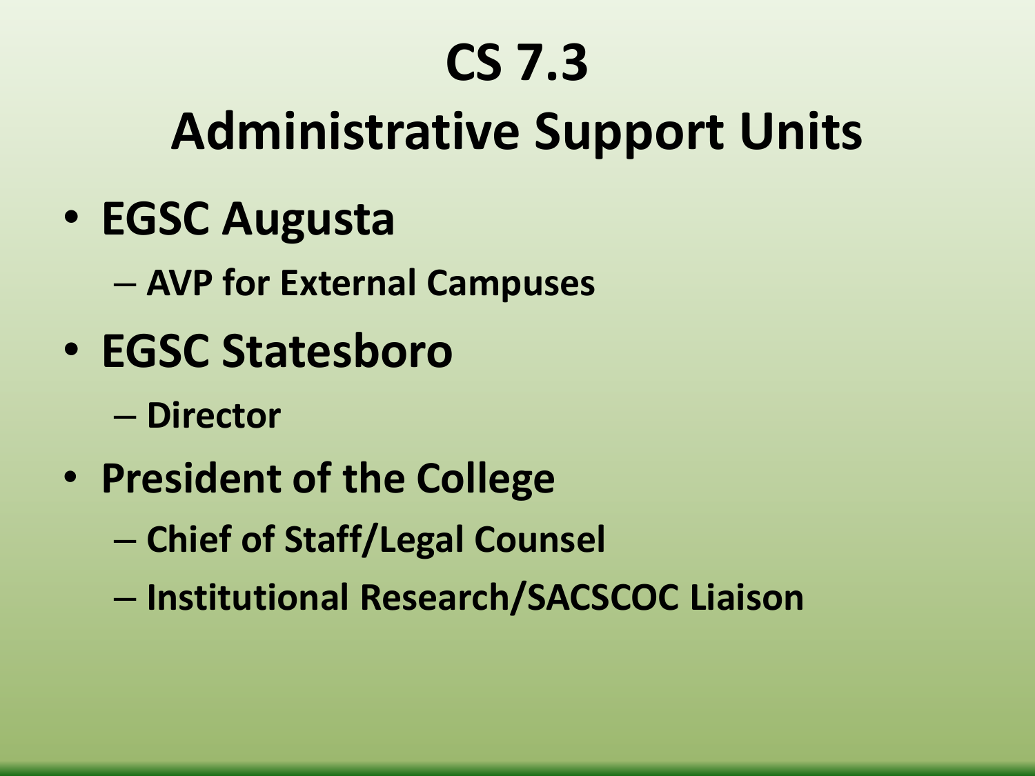# CS 7.3
# Administrative Support Units

- **EGSC Augusta**
  - **AVP for External Campuses**
- **EGSC Statesboro**
  - **Director**
- **President of the College**
  - **Chief of Staff/Legal Counsel**
  - **Institutional Research/SACSCOC Liaison**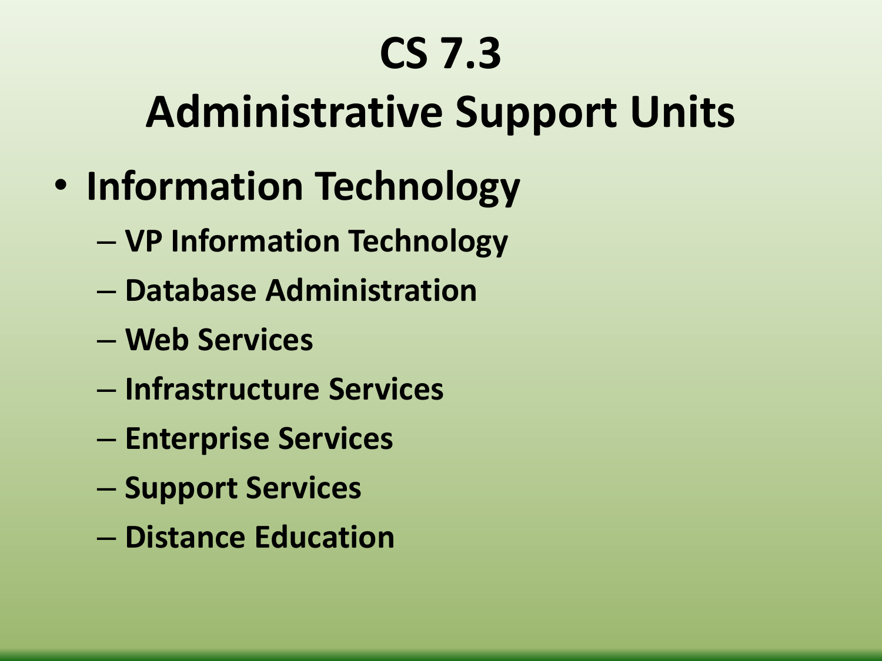# CS 7.3

# Administrative Support Units

- **Information Technology**
  - VP Information Technology
  - Database Administration
  - Web Services
  - Infrastructure Services
  - Enterprise Services
  - Support Services
  - Distance Education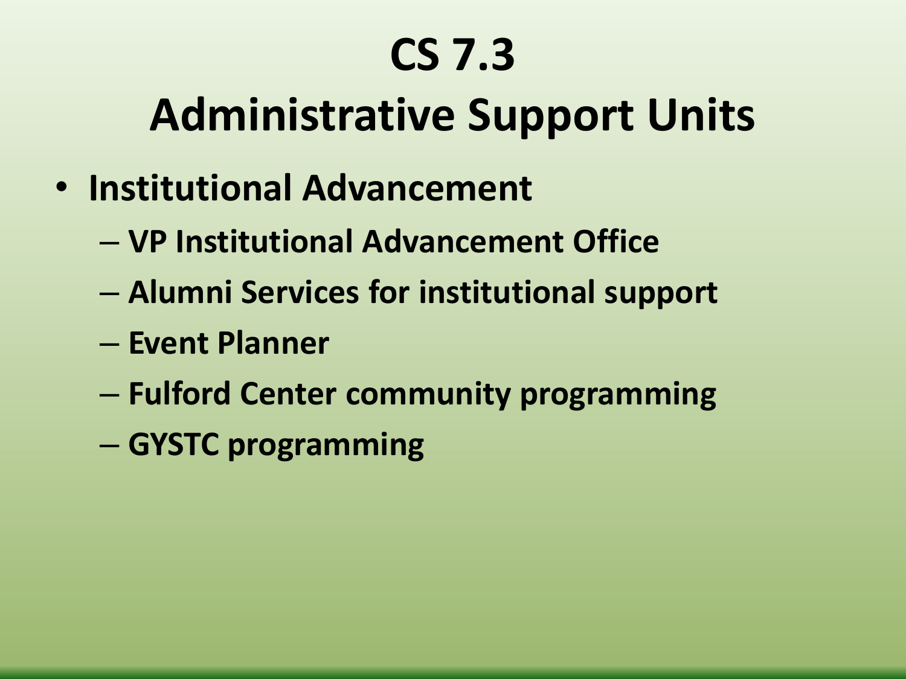# CS 7.3

# Administrative Support Units

- **Institutional Advancement**
  - **VP Institutional Advancement Office**
  - **Alumni Services for institutional support**
  - **Event Planner**
  - **Fulford Center community programming**
  - **GYSTC programming**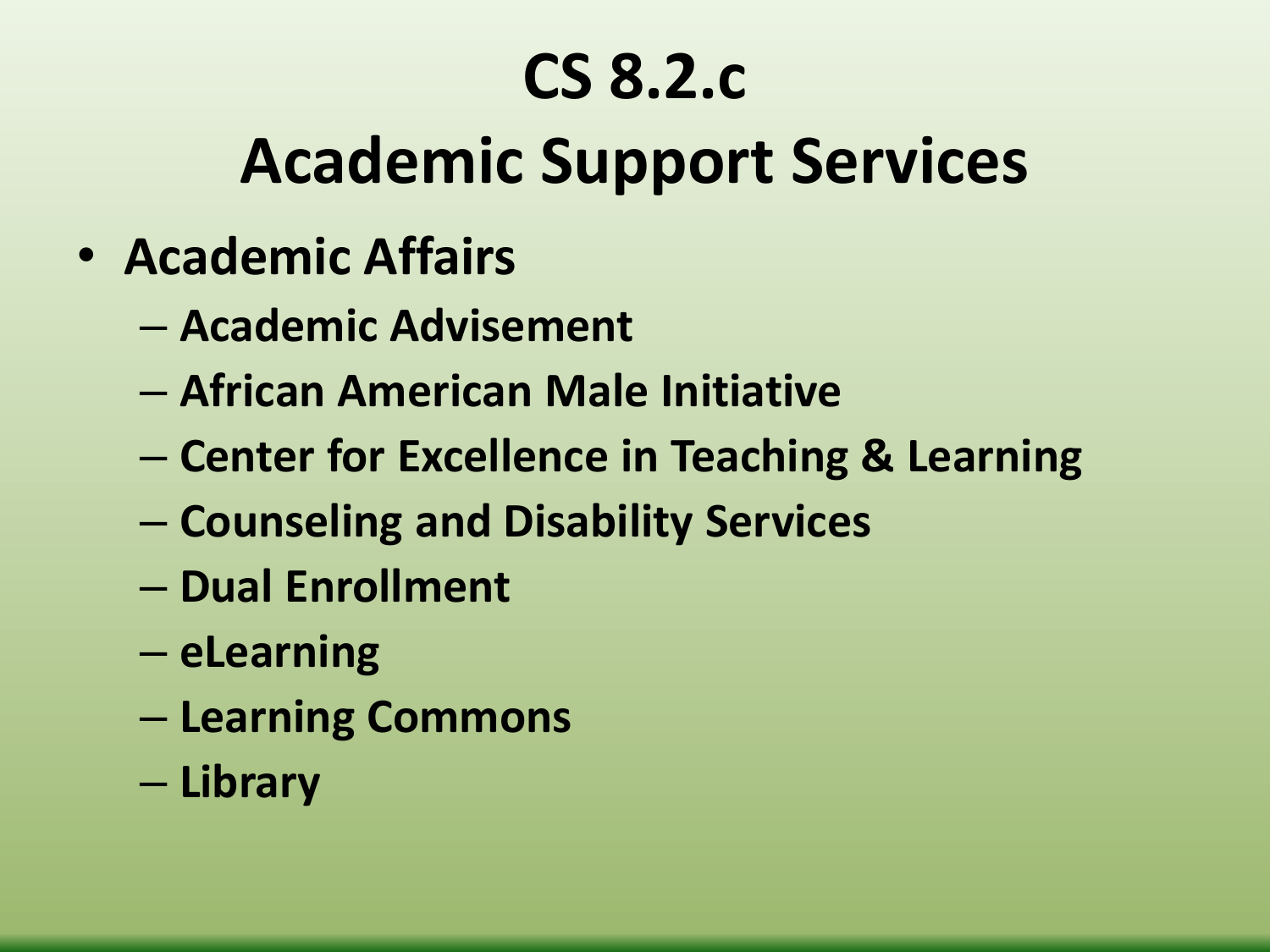# CS 8.2.c

# Academic Support Services

- **Academic Affairs**
  - **Academic Advisement**
  - **African American Male Initiative**
  - **Center for Excellence in Teaching & Learning**
  - **Counseling and Disability Services**
  - **Dual Enrollment**
  - **eLearning**
  - **Learning Commons**
  - **Library**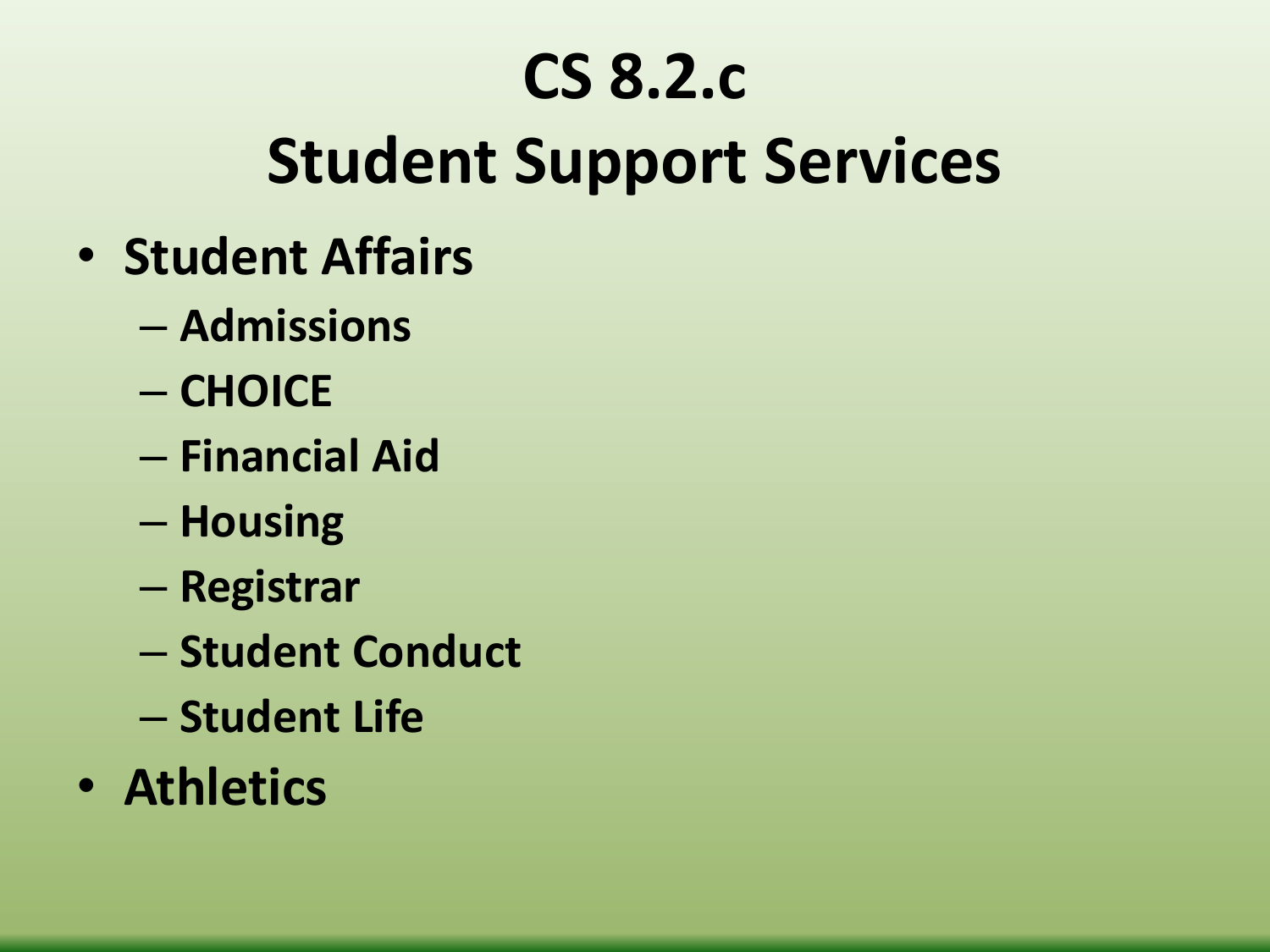# CS 8.2.c
# Student Support Services

- **Student Affairs**
  - **Admissions**
  - **CHOICE**
  - **Financial Aid**
  - **Housing**
  - **Registrar**
  - **Student Conduct**
  - **Student Life**
- **Athletics**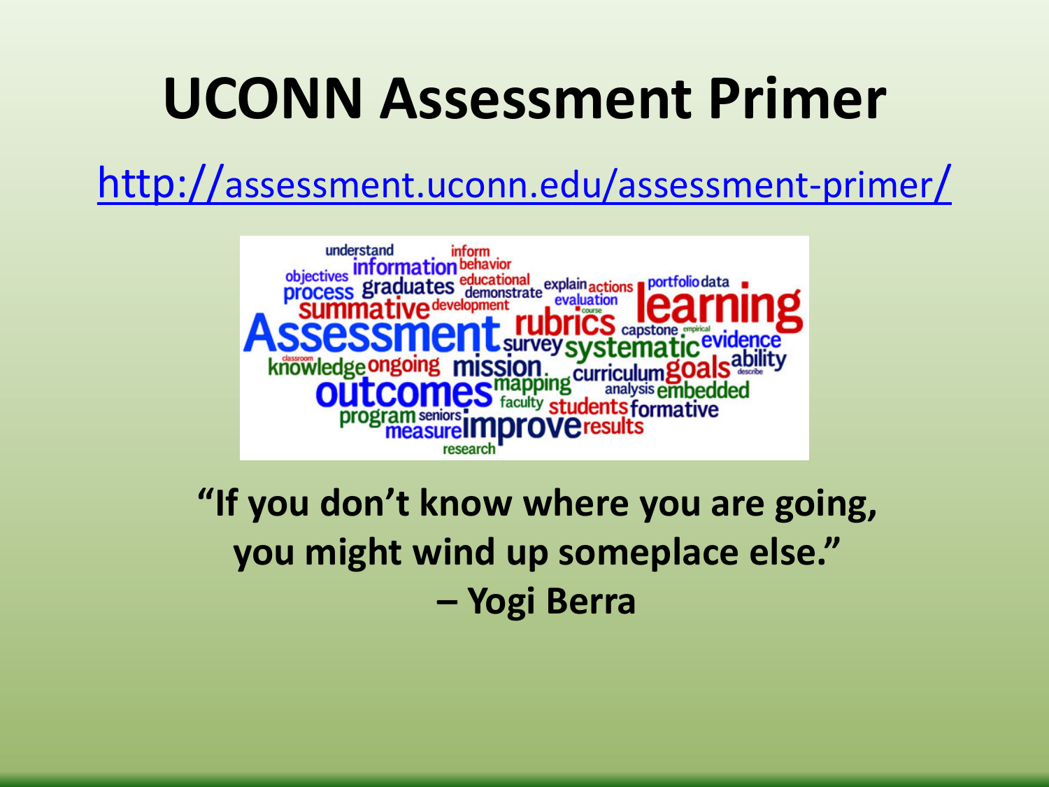# UCONN Assessment Primer

http://assessment.uconn.edu/assessment-primer/

**"If you don't know where you are going, you might wind up someplace else."**
**– Yogi Berra**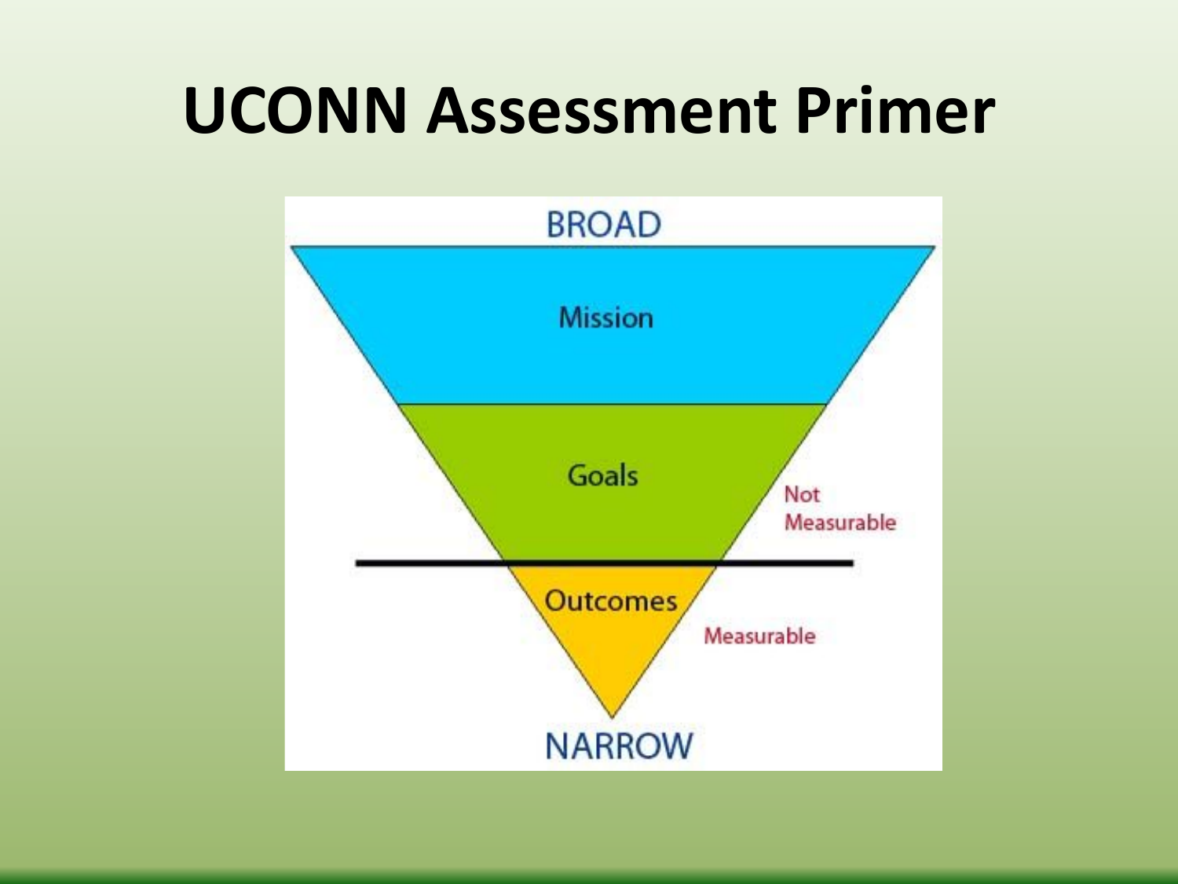# UCONN Assessment Primer

BROAD

Mission

Goals

Not Measurable

Outcomes

Measurable

NARROW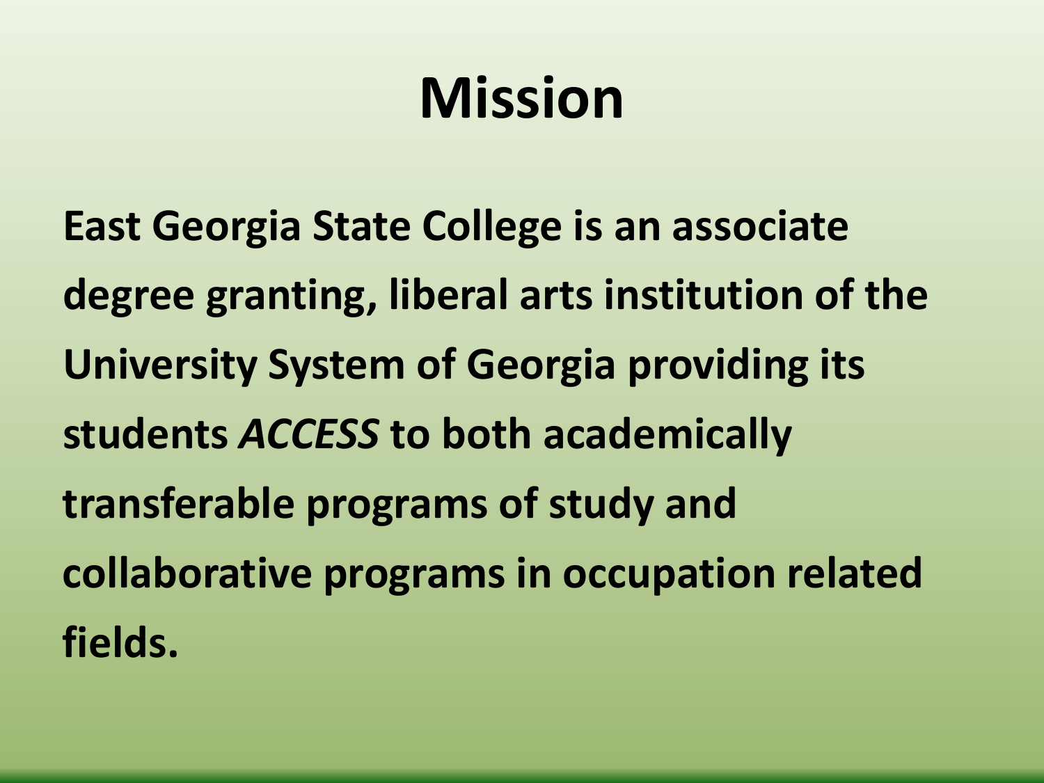# Mission

**East Georgia State College is an associate degree granting, liberal arts institution of the University System of Georgia providing its students *ACCESS* to both academically transferable programs of study and collaborative programs in occupation related fields.**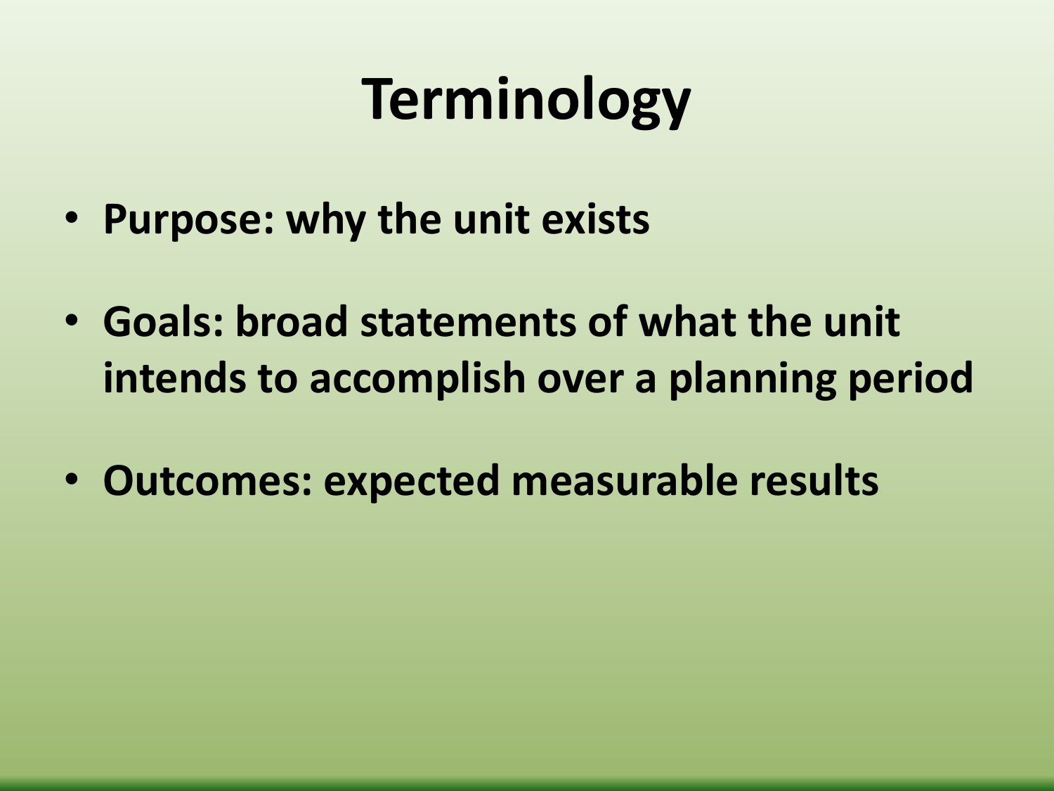# Terminology

- **Purpose: why the unit exists**
- **Goals: broad statements of what the unit intends to accomplish over a planning period**
- **Outcomes: expected measurable results**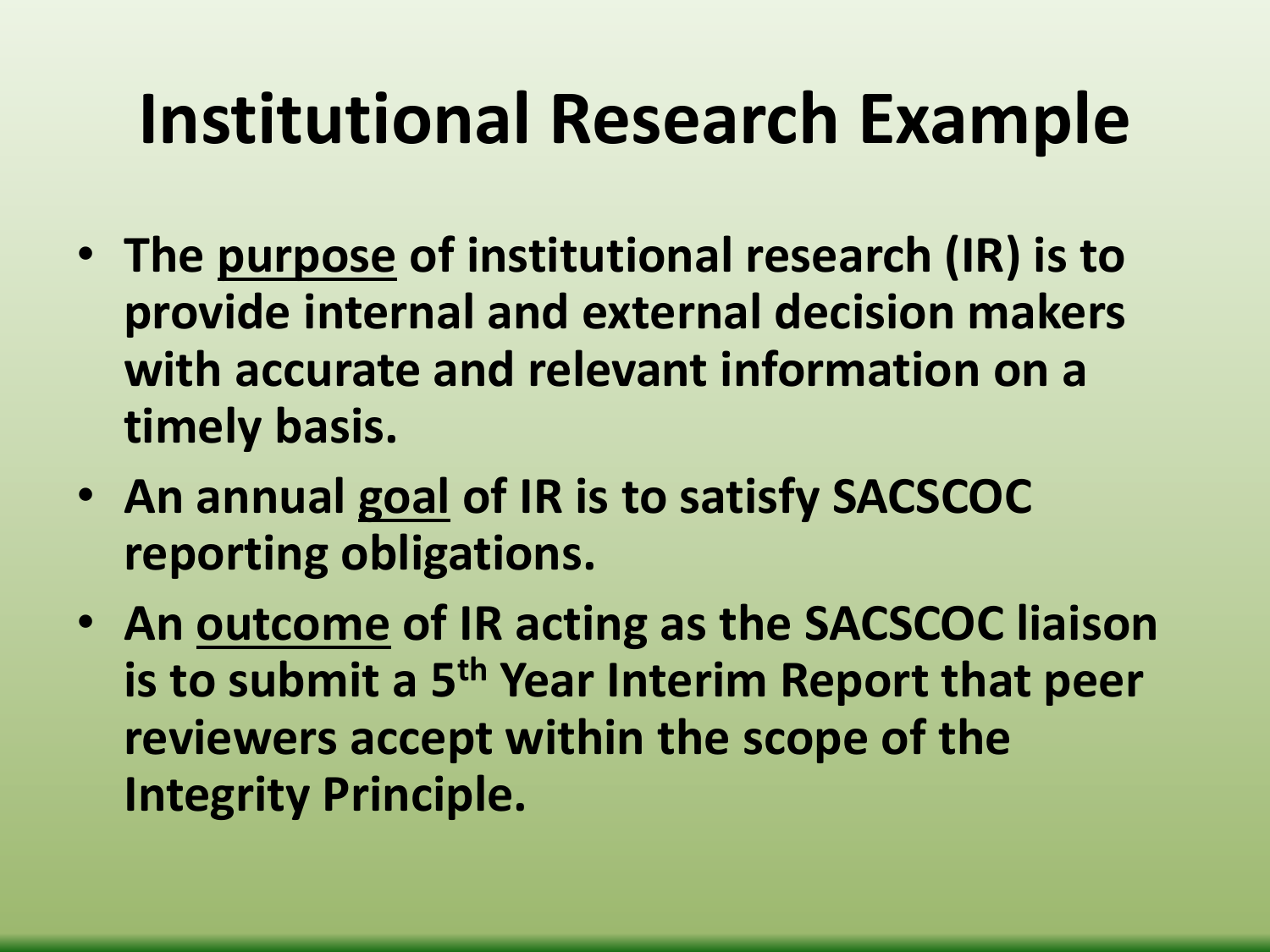# Institutional Research Example

- **The <u>purpose</u> of institutional research (IR) is to provide internal and external decision makers with accurate and relevant information on a timely basis.**
- **An annual <u>goal</u> of IR is to satisfy SACSCOC reporting obligations.**
- **An <u>outcome</u> of IR acting as the SACSCOC liaison is to submit a 5th Year Interim Report that peer reviewers accept within the scope of the Integrity Principle.**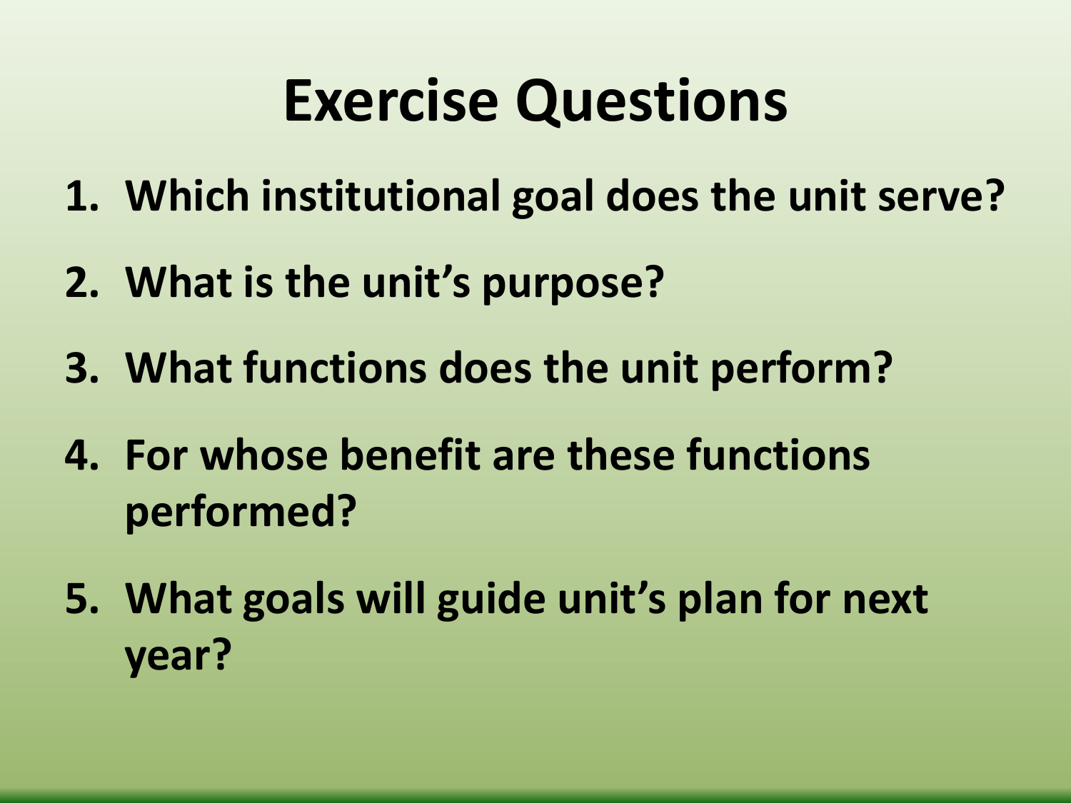# Exercise Questions

1. **Which institutional goal does the unit serve?**
2. **What is the unit's purpose?**
3. **What functions does the unit perform?**
4. **For whose benefit are these functions performed?**
5. **What goals will guide unit's plan for next year?**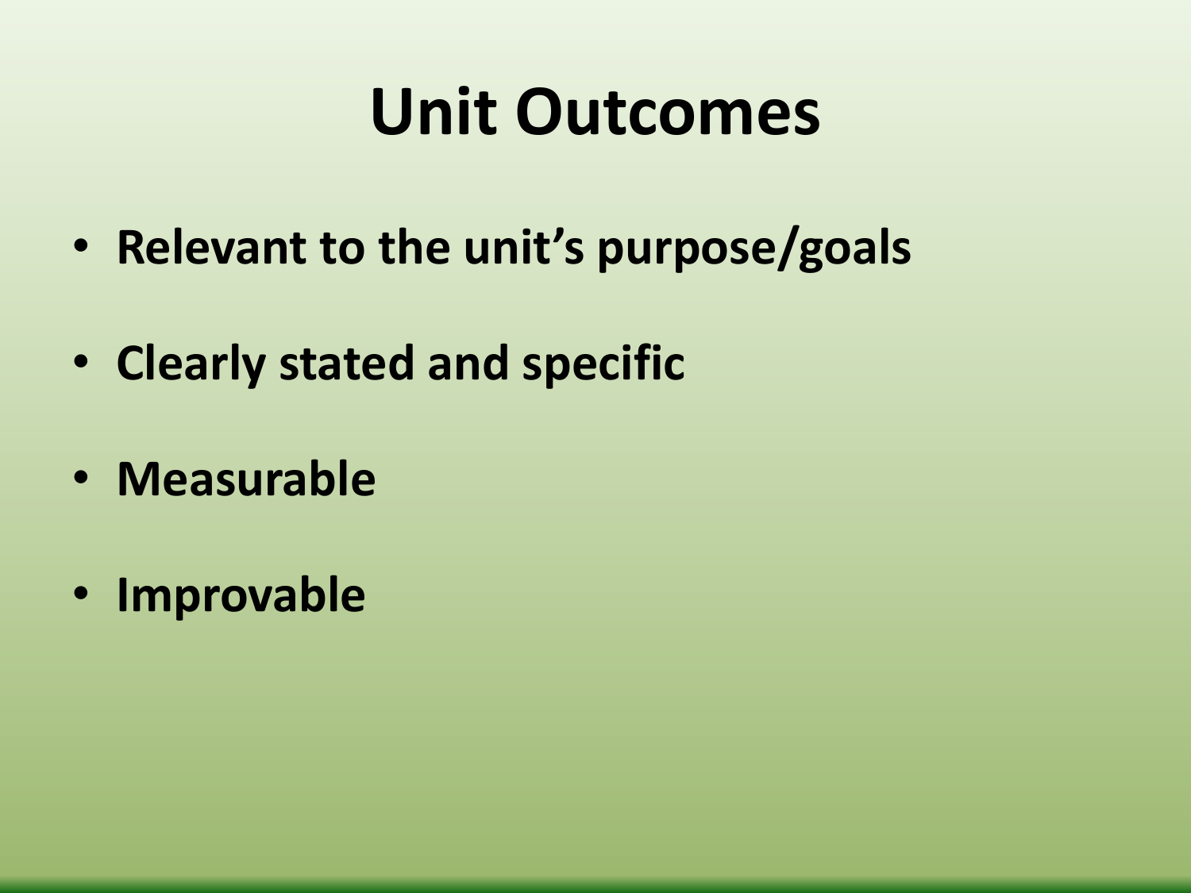# Unit Outcomes

- **Relevant to the unit's purpose/goals**
- **Clearly stated and specific**
- **Measurable**
- **Improvable**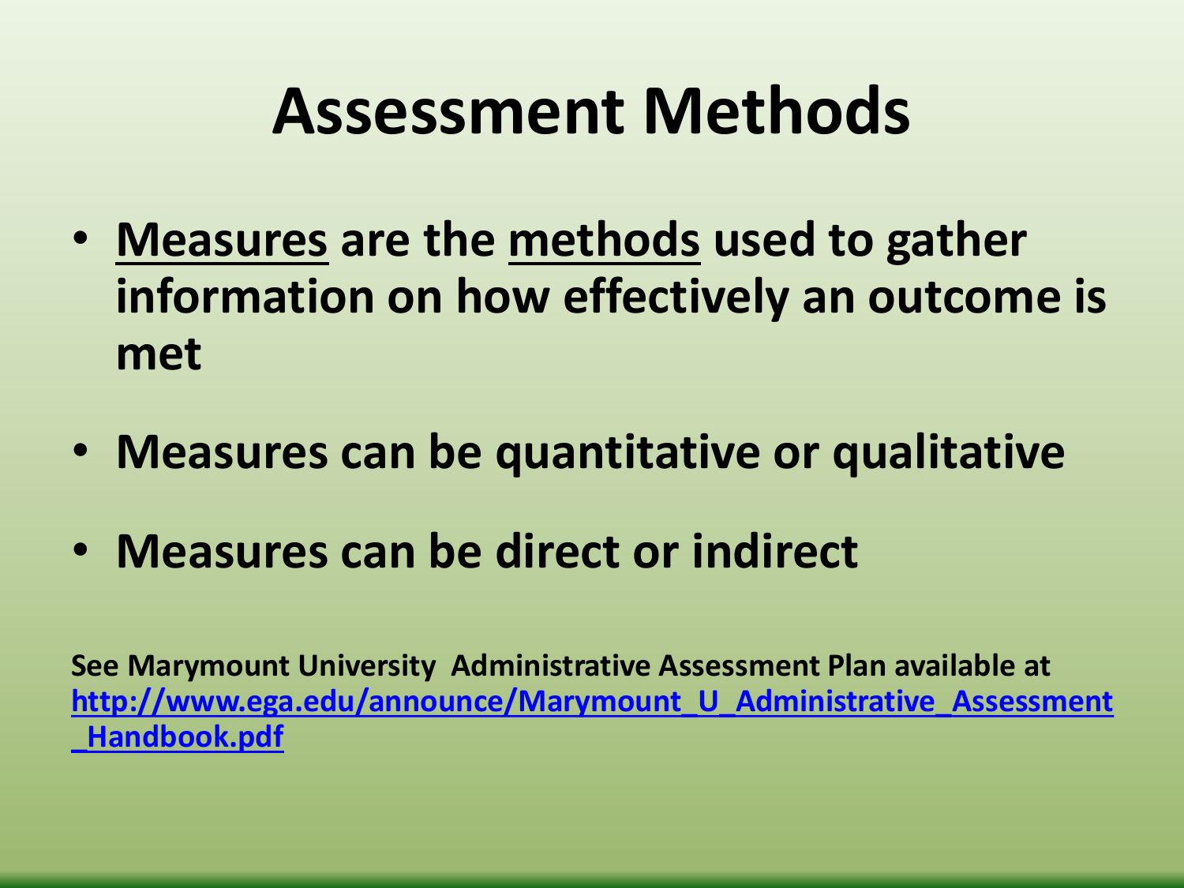# Assessment Methods

- Measures are the methods used to gather information on how effectively an outcome is met
- Measures can be quantitative or qualitative
- Measures can be direct or indirect

**See Marymount University Administrative Assessment Plan available at http://www.ega.edu/announce/Marymount_U_Administrative_Assessment_Handbook.pdf**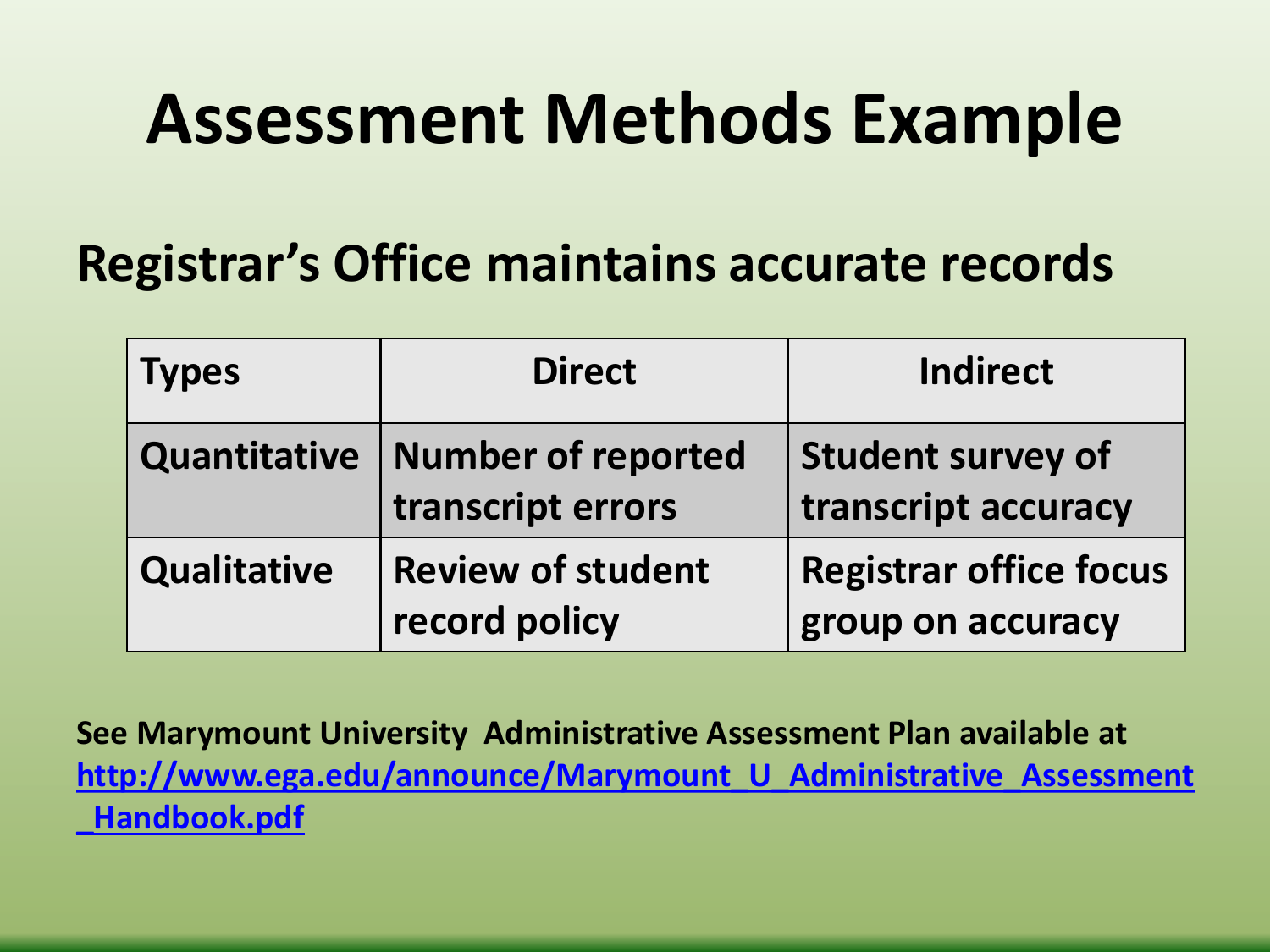# Assessment Methods Example

## Registrar's Office maintains accurate records

| Types | Direct | Indirect |
|---|---|---|
| Quantitative | Number of reported transcript errors | Student survey of transcript accuracy |
| Qualitative | Review of student record policy | Registrar office focus group on accuracy |

**See Marymount University Administrative Assessment Plan available at [http://www.ega.edu/announce/Marymount_U_Administrative_Assessment_Handbook.pdf](http://www.ega.edu/announce/Marymount_U_Administrative_Assessment_Handbook.pdf)**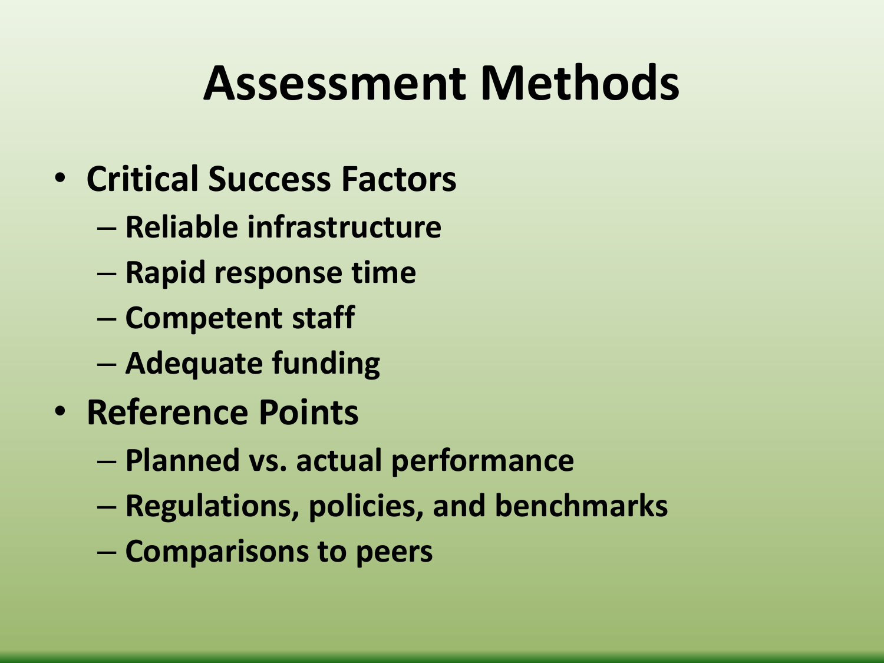# Assessment Methods

- **Critical Success Factors**
  - Reliable infrastructure
  - Rapid response time
  - Competent staff
  - Adequate funding
- **Reference Points**
  - Planned vs. actual performance
  - Regulations, policies, and benchmarks
  - Comparisons to peers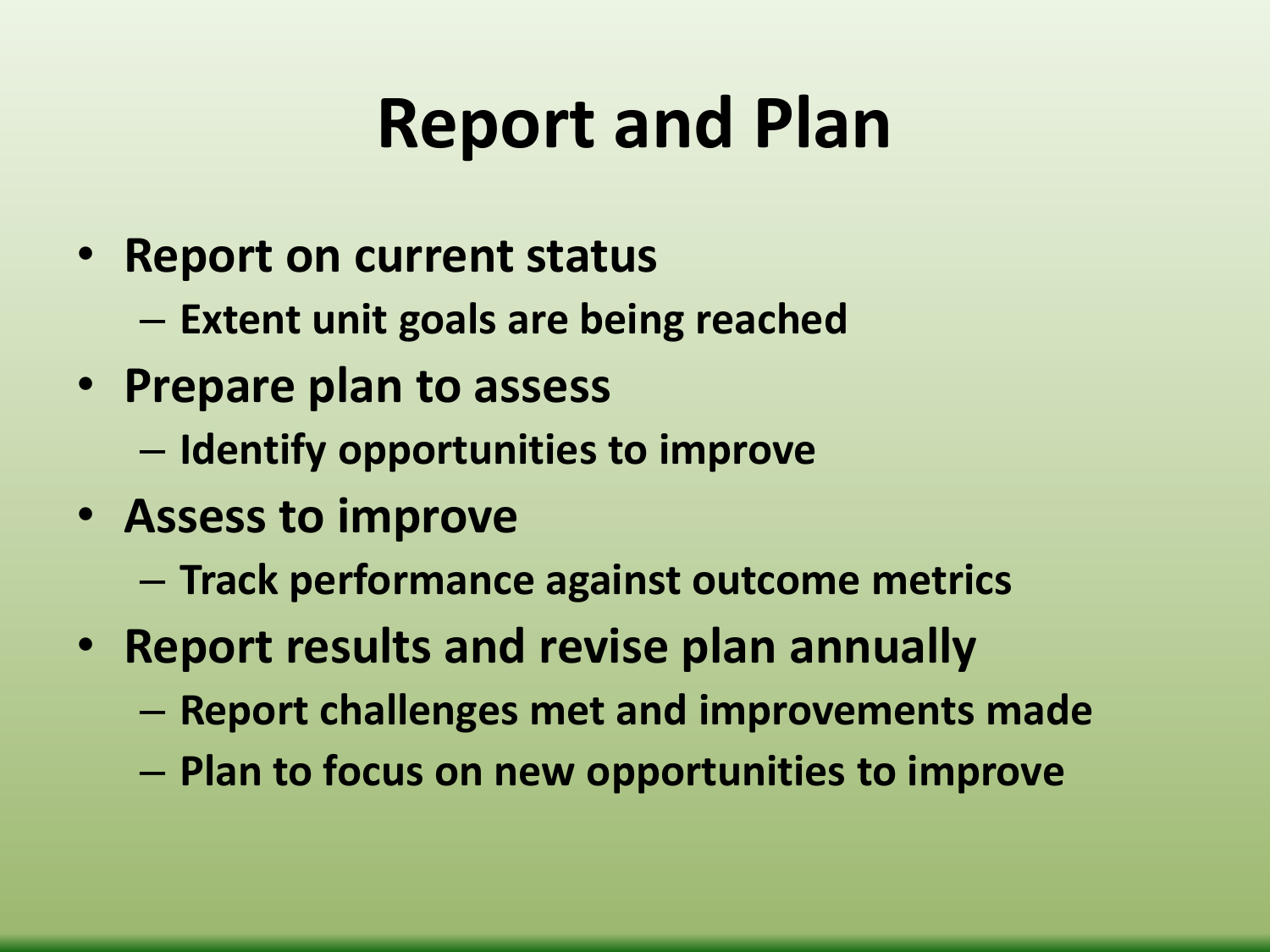# Report and Plan

- Report on current status
  - Extent unit goals are being reached
- Prepare plan to assess
  - Identify opportunities to improve
- Assess to improve
  - Track performance against outcome metrics
- Report results and revise plan annually
  - Report challenges met and improvements made
  - Plan to focus on new opportunities to improve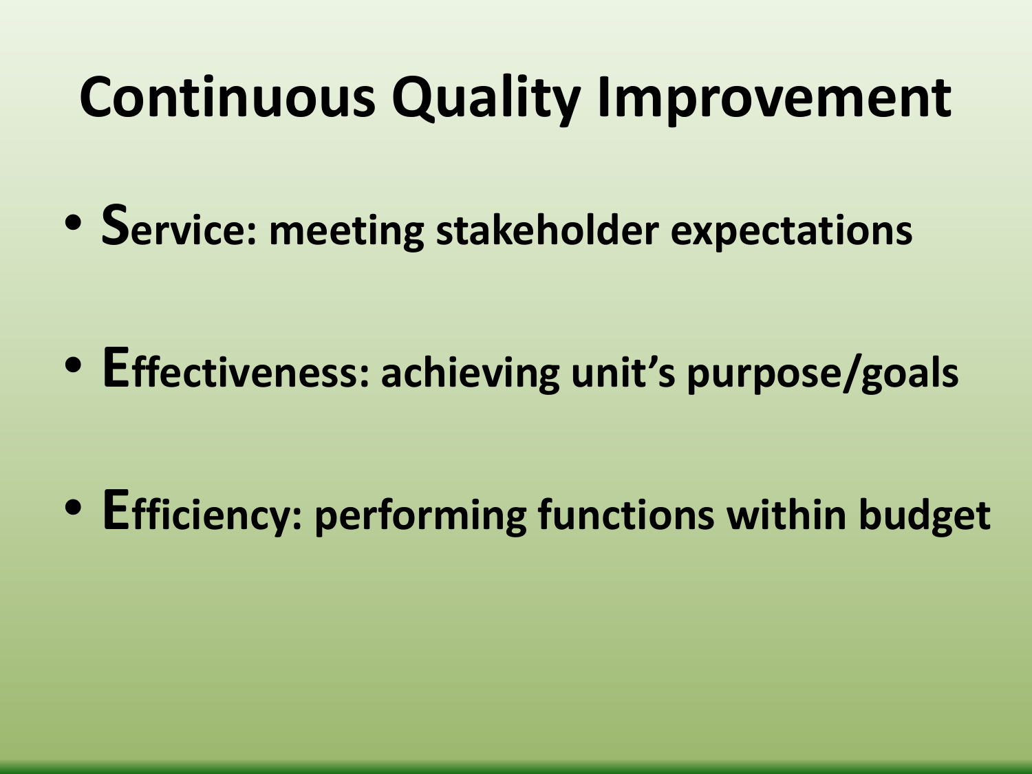# Continuous Quality Improvement

- **Service: meeting stakeholder expectations**
- **Effectiveness: achieving unit's purpose/goals**
- **Efficiency: performing functions within budget**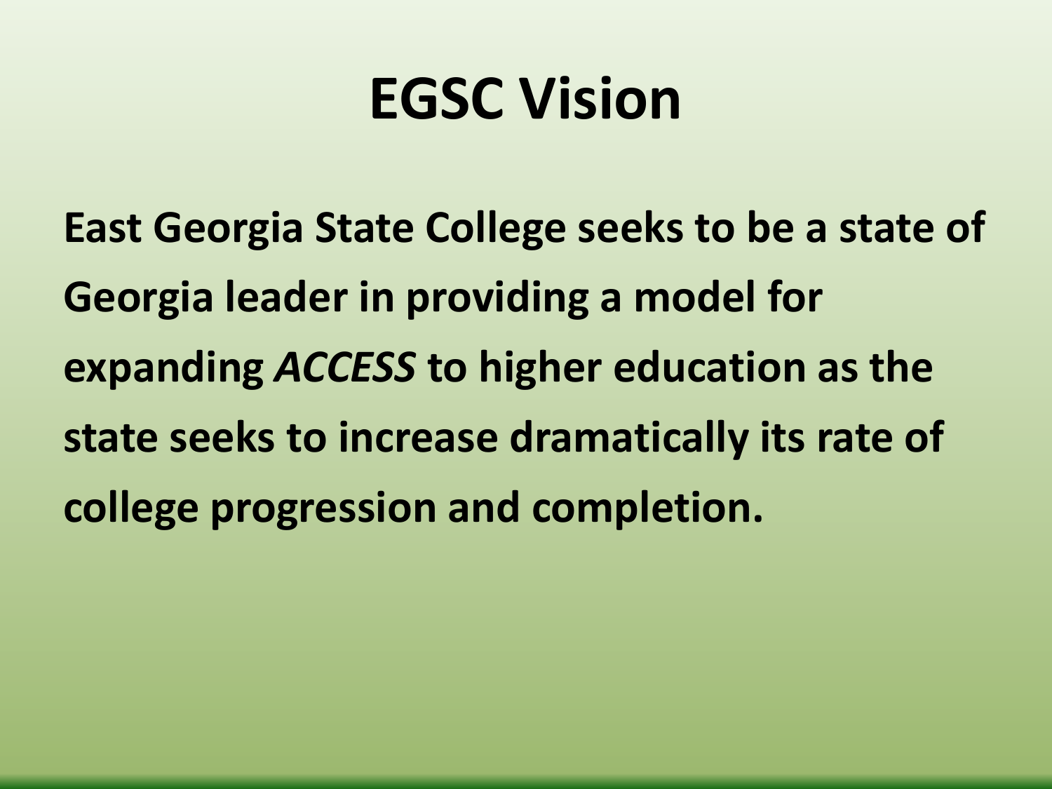# EGSC Vision

**East Georgia State College seeks to be a state of Georgia leader in providing a model for expanding *ACCESS* to higher education as the state seeks to increase dramatically its rate of college progression and completion.**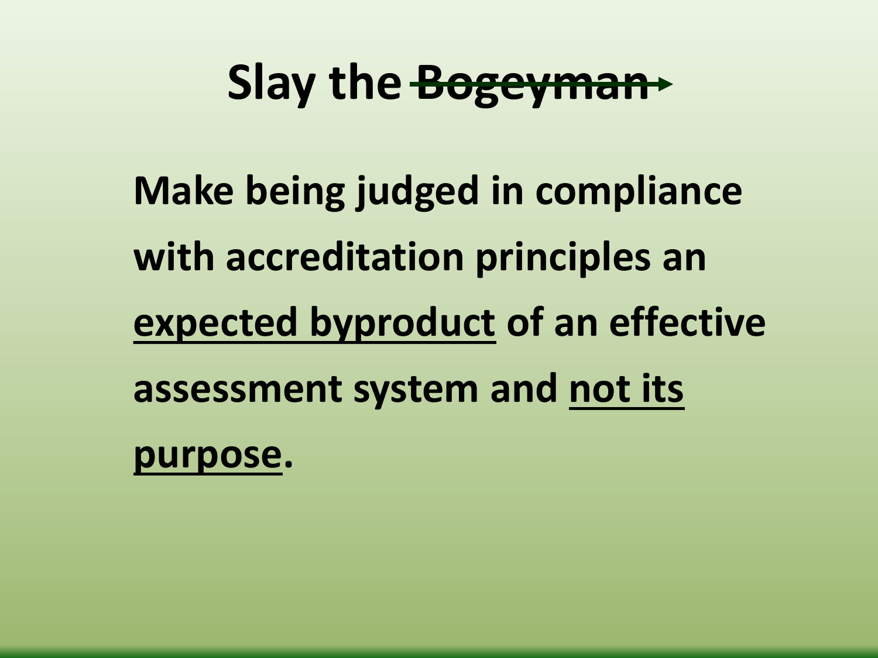# Slay the ~~Bogeyman~~

**Make being judged in compliance with accreditation principles an <u>expected byproduct</u> of an effective assessment system and <u>not its purpose</u>.**